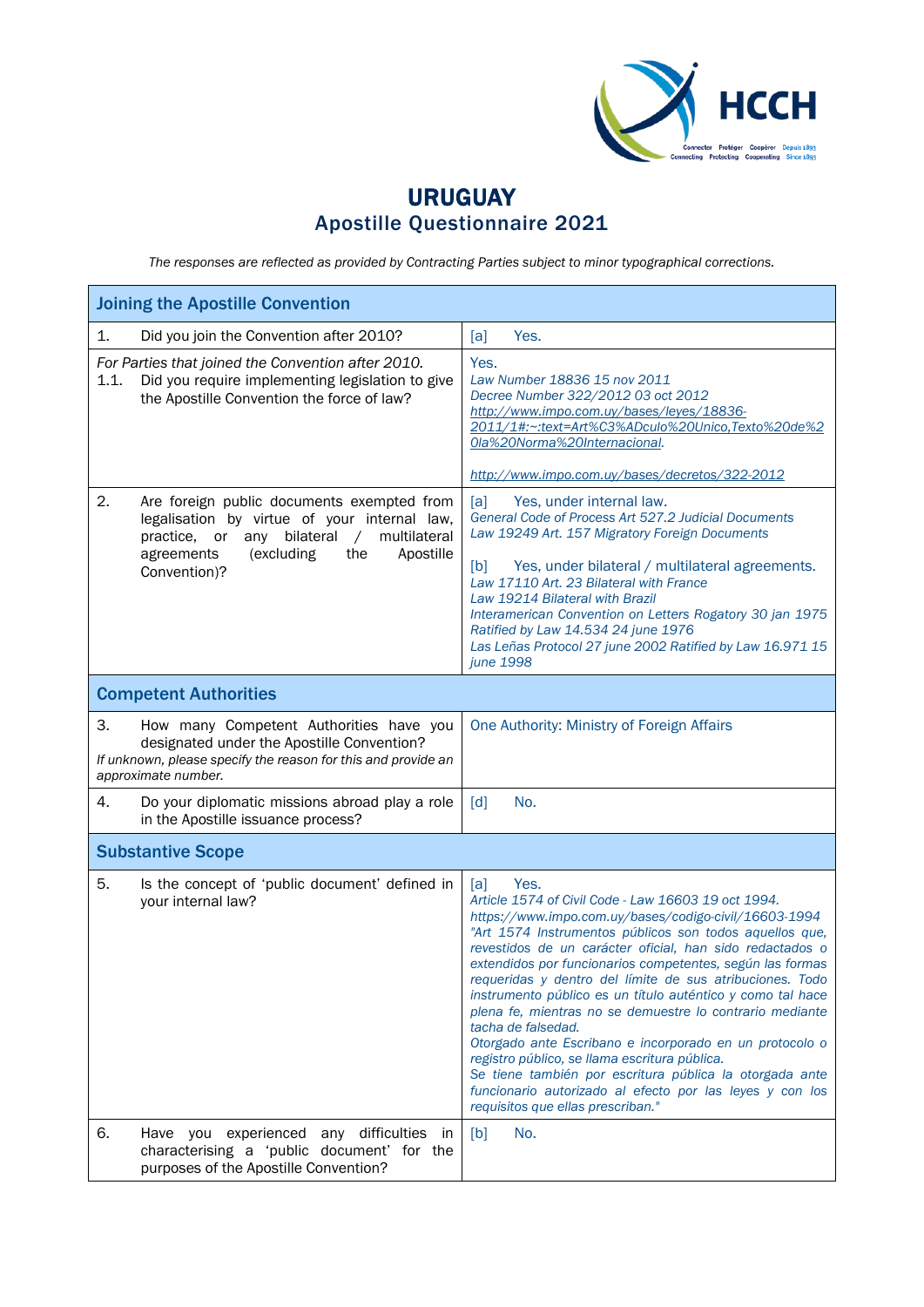# URUGUAY
## Apostille Questionnaire 2021

*The responses are reflected as provided by Contracting Parties subject to minor typographical corrections.*

| **Joining the Apostille Convention** | |
|---|---|
| 1. Did you join the Convention after 2010? | [a] Yes. |
| *For Parties that joined the Convention after 2010.* 1.1. Did you require implementing legislation to give the Apostille Convention the force of law? | Yes. *Law Number 18836 15 nov 2011* *Decree Number 322/2012 03 oct 2012* *http://www.impo.com.uy/bases/leyes/18836-2011/1#:~:text=Art%C3%ADculo%20Unico,Texto%20de%20la%20Norma%20Internacional.* *http://www.impo.com.uy/bases/decretos/322-2012* |
| 2. Are foreign public documents exempted from legalisation by virtue of your internal law, practice, or any bilateral / multilateral agreements (excluding the Apostille Convention)? | [a] Yes, under internal law. *General Code of Process Art 527.2 Judicial Documents* *Law 19249 Art. 157 Migratory Foreign Documents* [b] Yes, under bilateral / multilateral agreements. *Law 17110 Art. 23 Bilateral with France* *Law 19214 Bilateral with Brazil* *Interamerican Convention on Letters Rogatory 30 jan 1975 Ratified by Law 14.534 24 june 1976* *Las Leñas Protocol 27 june 2002 Ratified by Law 16.971 15 june 1998* |
| **Competent Authorities** | |
| 3. How many Competent Authorities have you designated under the Apostille Convention? *If unknown, please specify the reason for this and provide an approximate number.* | One Authority: Ministry of Foreign Affairs |
| 4. Do your diplomatic missions abroad play a role in the Apostille issuance process? | [d] No. |
| **Substantive Scope** | |
| 5. Is the concept of 'public document' defined in your internal law? | [a] Yes. *Article 1574 of Civil Code - Law 16603 19 oct 1994.* *https://www.impo.com.uy/bases/codigo-civil/16603-1994* *"Art 1574 Instrumentos públicos son todos aquellos que, revestidos de un carácter oficial, han sido redactados o extendidos por funcionarios competentes, según las formas requeridas y dentro del límite de sus atribuciones. Todo instrumento público es un título auténtico y como tal hace plena fe, mientras no se demuestre lo contrario mediante tacha de falsedad.* *Otorgado ante Escribano e incorporado en un protocolo o registro público, se llama escritura pública.* *Se tiene también por escritura pública la otorgada ante funcionario autorizado al efecto por las leyes y con los requisitos que ellas prescriban."* |
| 6. Have you experienced any difficulties in characterising a 'public document' for the purposes of the Apostille Convention? | [b] No. |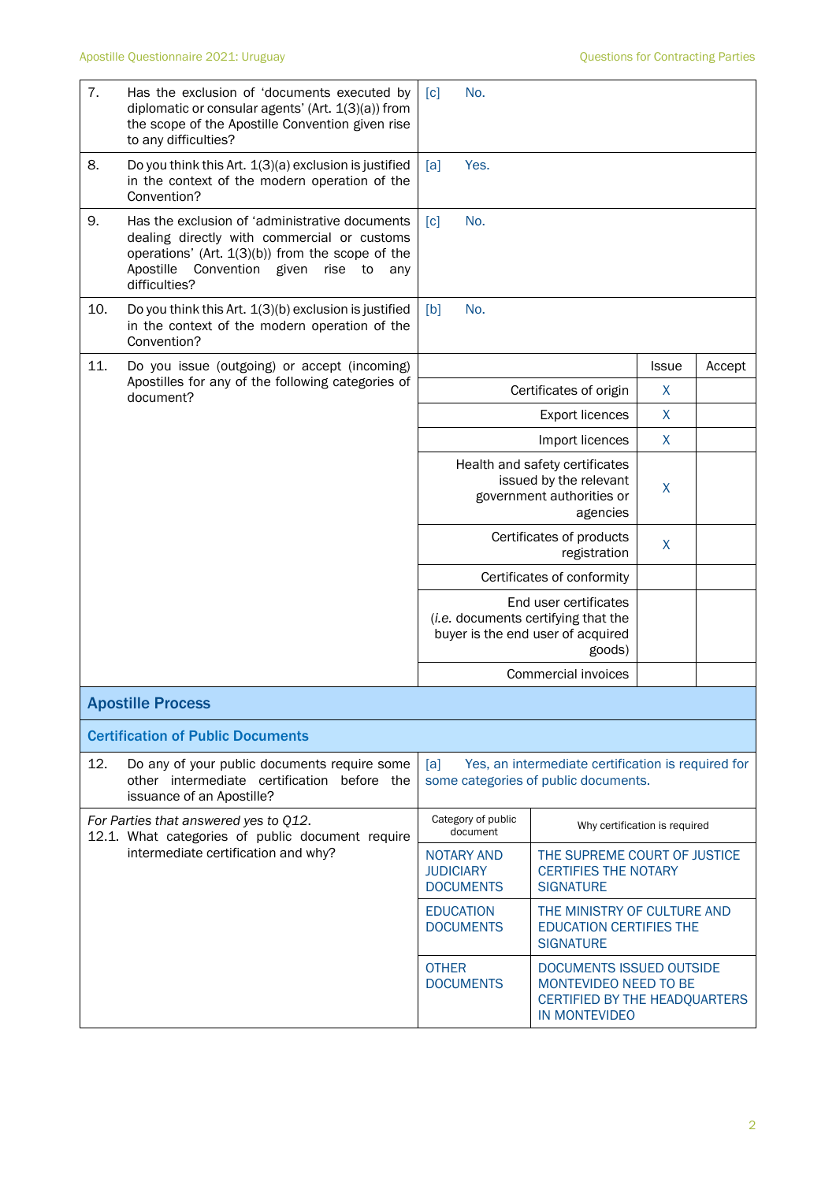| | | |
|---|---|---|
| 7. | Has the exclusion of 'documents executed by diplomatic or consular agents' (Art. 1(3)(a)) from the scope of the Apostille Convention given rise to any difficulties? | [c] No. |
| 8. | Do you think this Art. 1(3)(a) exclusion is justified in the context of the modern operation of the Convention? | [a] Yes. |
| 9. | Has the exclusion of 'administrative documents dealing directly with commercial or customs operations' (Art. 1(3)(b)) from the scope of the Apostille Convention given rise to any difficulties? | [c] No. |
| 10. | Do you think this Art. 1(3)(b) exclusion is justified in the context of the modern operation of the Convention? | [b] No. |

**11. Do you issue (outgoing) or accept (incoming) Apostilles for any of the following categories of document?**

| | Issue | Accept |
|---|---|---|
| Certificates of origin | X | |
| Export licences | X | |
| Import licences | X | |
| Health and safety certificates issued by the relevant government authorities or agencies | X | |
| Certificates of products registration | X | |
| Certificates of conformity | | |
| End user certificates (*i.e.* documents certifying that the buyer is the end user of acquired goods) | | |
| Commercial invoices | | |

## Apostille Process

### Certification of Public Documents

| | | |
|---|---|---|
| 12. | Do any of your public documents require some other intermediate certification before the issuance of an Apostille? | [a] Yes, an intermediate certification is required for some categories of public documents. |

*For Parties that answered yes to Q12.*
12.1. What categories of public document require intermediate certification and why?

| Category of public document | Why certification is required |
|---|---|
| NOTARY AND JUDICIARY DOCUMENTS | THE SUPREME COURT OF JUSTICE CERTIFIES THE NOTARY SIGNATURE |
| EDUCATION DOCUMENTS | THE MINISTRY OF CULTURE AND EDUCATION CERTIFIES THE SIGNATURE |
| OTHER DOCUMENTS | DOCUMENTS ISSUED OUTSIDE MONTEVIDEO NEED TO BE CERTIFIED BY THE HEADQUARTERS IN MONTEVIDEO |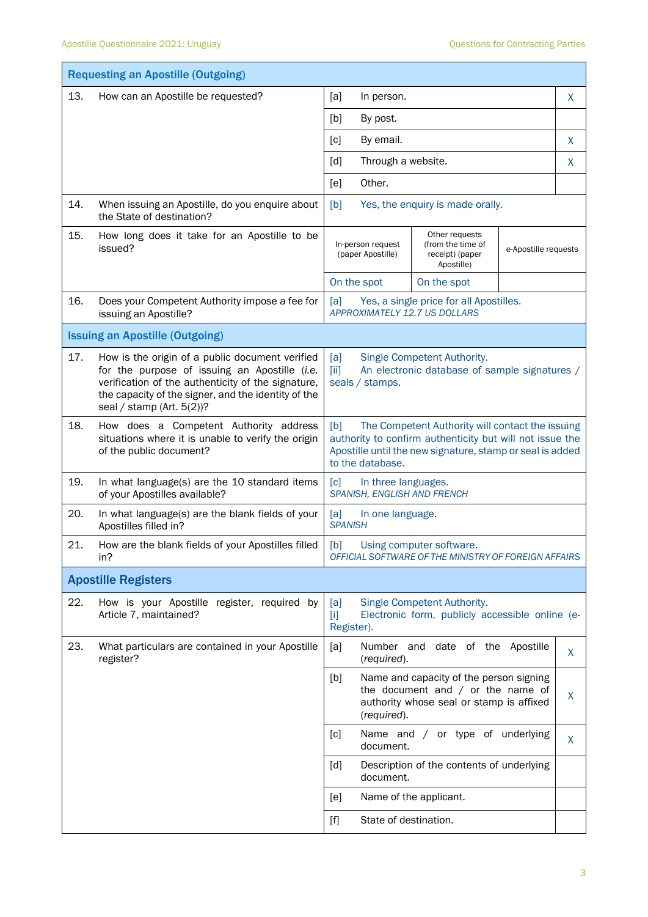## Requesting an Apostille (Outgoing)

| Question | Answer | |
|---|---|---|
| 13. How can an Apostille be requested? | [a] In person. | X |
| | [b] By post. | |
| | [c] By email. | X |
| | [d] Through a website. | X |
| | [e] Other. | |
| 14. When issuing an Apostille, do you enquire about the State of destination? | [b] Yes, the enquiry is made orally. | |

| 15. How long does it take for an Apostille to be issued? | In-person request (paper Apostille) | Other requests (from the time of receipt) (paper Apostille) | e-Apostille requests |
|---|---|---|---|
| | On the spot | On the spot | |

| Question | Answer |
|---|---|
| 16. Does your Competent Authority impose a fee for issuing an Apostille? | [a] Yes, a single price for all Apostilles. *APPROXIMATELY 12.7 US DOLLARS* |

## Issuing an Apostille (Outgoing)

| Question | Answer |
|---|---|
| 17. How is the origin of a public document verified for the purpose of issuing an Apostille (*i.e.* verification of the authenticity of the signature, the capacity of the signer, and the identity of the seal / stamp (Art. 5(2))? | [a] Single Competent Authority. [ii] An electronic database of sample signatures / seals / stamps. |
| 18. How does a Competent Authority address situations where it is unable to verify the origin of the public document? | [b] The Competent Authority will contact the issuing authority to confirm authenticity but will not issue the Apostille until the new signature, stamp or seal is added to the database. |
| 19. In what language(s) are the 10 standard items of your Apostilles available? | [c] In three languages. *SPANISH, ENGLISH AND FRENCH* |
| 20. In what language(s) are the blank fields of your Apostilles filled in? | [a] In one language. *SPANISH* |
| 21. How are the blank fields of your Apostilles filled in? | [b] Using computer software. *OFFICIAL SOFTWARE OF THE MINISTRY OF FOREIGN AFFAIRS* |

## Apostille Registers

| Question | Answer | |
|---|---|---|
| 22. How is your Apostille register, required by Article 7, maintained? | [a] Single Competent Authority. [i] Electronic form, publicly accessible online (e-Register). | |
| 23. What particulars are contained in your Apostille register? | [a] Number and date of the Apostille (*required*). | X |
| | [b] Name and capacity of the person signing the document and / or the name of authority whose seal or stamp is affixed (*required*). | X |
| | [c] Name and / or type of underlying document. | X |
| | [d] Description of the contents of underlying document. | |
| | [e] Name of the applicant. | |
| | [f] State of destination. | |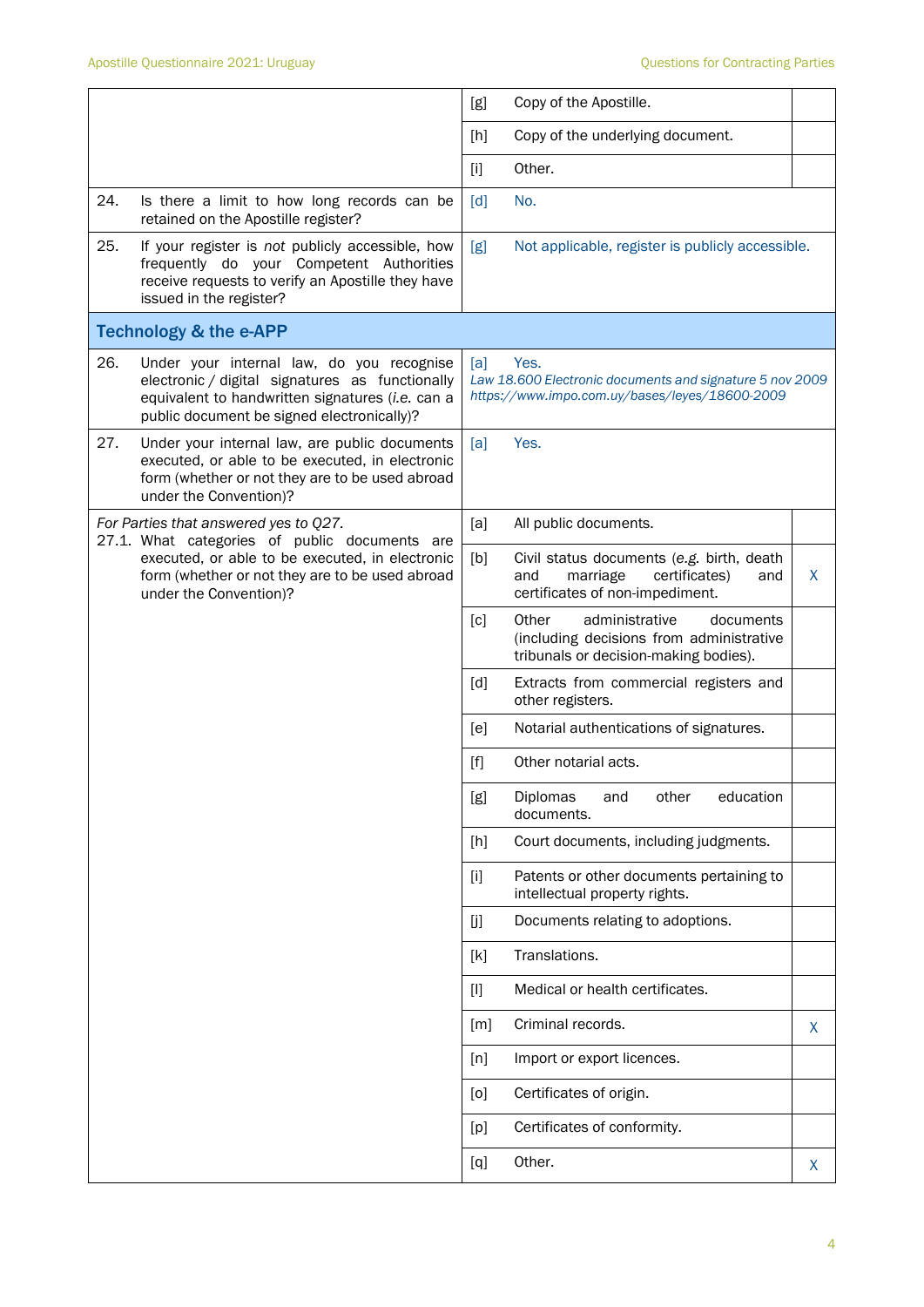| | | | |
|---|---|---|---|
| | [g] | Copy of the Apostille. | |
| | [h] | Copy of the underlying document. | |
| | [i] | Other. | |
| 24. Is there a limit to how long records can be retained on the Apostille register? | [d] | No. | |
| 25. If your register is *not* publicly accessible, how frequently do your Competent Authorities receive requests to verify an Apostille they have issued in the register? | [g] | Not applicable, register is publicly accessible. | |
| **Technology & the e-APP** | | | |
| 26. Under your internal law, do you recognise electronic / digital signatures as functionally equivalent to handwritten signatures (*i.e.* can a public document be signed electronically)? | [a] | Yes. *Law 18.600 Electronic documents and signature 5 nov 2009 https://www.impo.com.uy/bases/leyes/18600-2009* | |
| 27. Under your internal law, are public documents executed, or able to be executed, in electronic form (whether or not they are to be used abroad under the Convention)? | [a] | Yes. | |
| *For Parties that answered yes to Q27.* 27.1. What categories of public documents are executed, or able to be executed, in electronic form (whether or not they are to be used abroad under the Convention)? | [a] | All public documents. | |
| | [b] | Civil status documents (e.g. birth, death and marriage certificates) and certificates of non-impediment. | X |
| | [c] | Other administrative documents (including decisions from administrative tribunals or decision-making bodies). | |
| | [d] | Extracts from commercial registers and other registers. | |
| | [e] | Notarial authentications of signatures. | |
| | [f] | Other notarial acts. | |
| | [g] | Diplomas and other education documents. | |
| | [h] | Court documents, including judgments. | |
| | [i] | Patents or other documents pertaining to intellectual property rights. | |
| | [j] | Documents relating to adoptions. | |
| | [k] | Translations. | |
| | [l] | Medical or health certificates. | |
| | [m] | Criminal records. | X |
| | [n] | Import or export licences. | |
| | [o] | Certificates of origin. | |
| | [p] | Certificates of conformity. | |
| | [q] | Other. | X |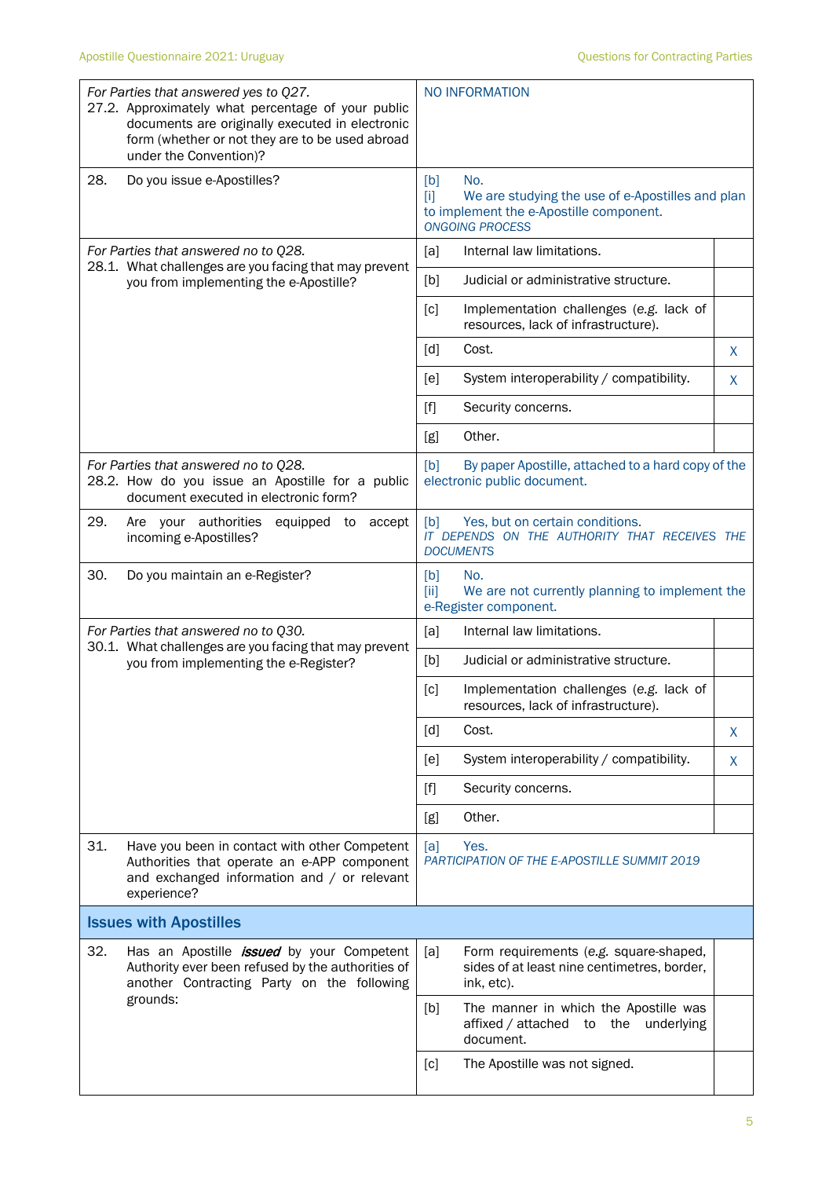| Question | Response | |
|---|---|---|
| *For Parties that answered yes to Q27.*<br>27.2. Approximately what percentage of your public documents are originally executed in electronic form (whether or not they are to be used abroad under the Convention)? | NO INFORMATION | |
| 28. Do you issue e-Apostilles? | [b] No.<br>[i] We are studying the use of e-Apostilles and plan to implement the e-Apostille component.<br>*ONGOING PROCESS* | |
| *For Parties that answered no to Q28.*<br>28.1. What challenges are you facing that may prevent you from implementing the e-Apostille? | [a] Internal law limitations. | |
| | [b] Judicial or administrative structure. | |
| | [c] Implementation challenges (*e.g.* lack of resources, lack of infrastructure). | |
| | [d] Cost. | X |
| | [e] System interoperability / compatibility. | X |
| | [f] Security concerns. | |
| | [g] Other. | |
| *For Parties that answered no to Q28.*<br>28.2. How do you issue an Apostille for a public document executed in electronic form? | [b] By paper Apostille, attached to a hard copy of the electronic public document. | |
| 29. Are your authorities equipped to accept incoming e-Apostilles? | [b] Yes, but on certain conditions.<br>*IT DEPENDS ON THE AUTHORITY THAT RECEIVES THE DOCUMENTS* | |
| 30. Do you maintain an e-Register? | [b] No.<br>[ii] We are not currently planning to implement the e-Register component. | |
| *For Parties that answered no to Q30.*<br>30.1. What challenges are you facing that may prevent you from implementing the e-Register? | [a] Internal law limitations. | |
| | [b] Judicial or administrative structure. | |
| | [c] Implementation challenges (*e.g.* lack of resources, lack of infrastructure). | |
| | [d] Cost. | X |
| | [e] System interoperability / compatibility. | X |
| | [f] Security concerns. | |
| | [g] Other. | |
| 31. Have you been in contact with other Competent Authorities that operate an e-APP component and exchanged information and / or relevant experience? | [a] Yes.<br>*PARTICIPATION OF THE E-APOSTILLE SUMMIT 2019* | |
| **Issues with Apostilles** | | |
| 32. Has an Apostille ***issued*** by your Competent Authority ever been refused by the authorities of another Contracting Party on the following grounds: | [a] Form requirements (*e.g.* square-shaped, sides of at least nine centimetres, border, ink, etc). | |
| | [b] The manner in which the Apostille was affixed / attached to the underlying document. | |
| | [c] The Apostille was not signed. | |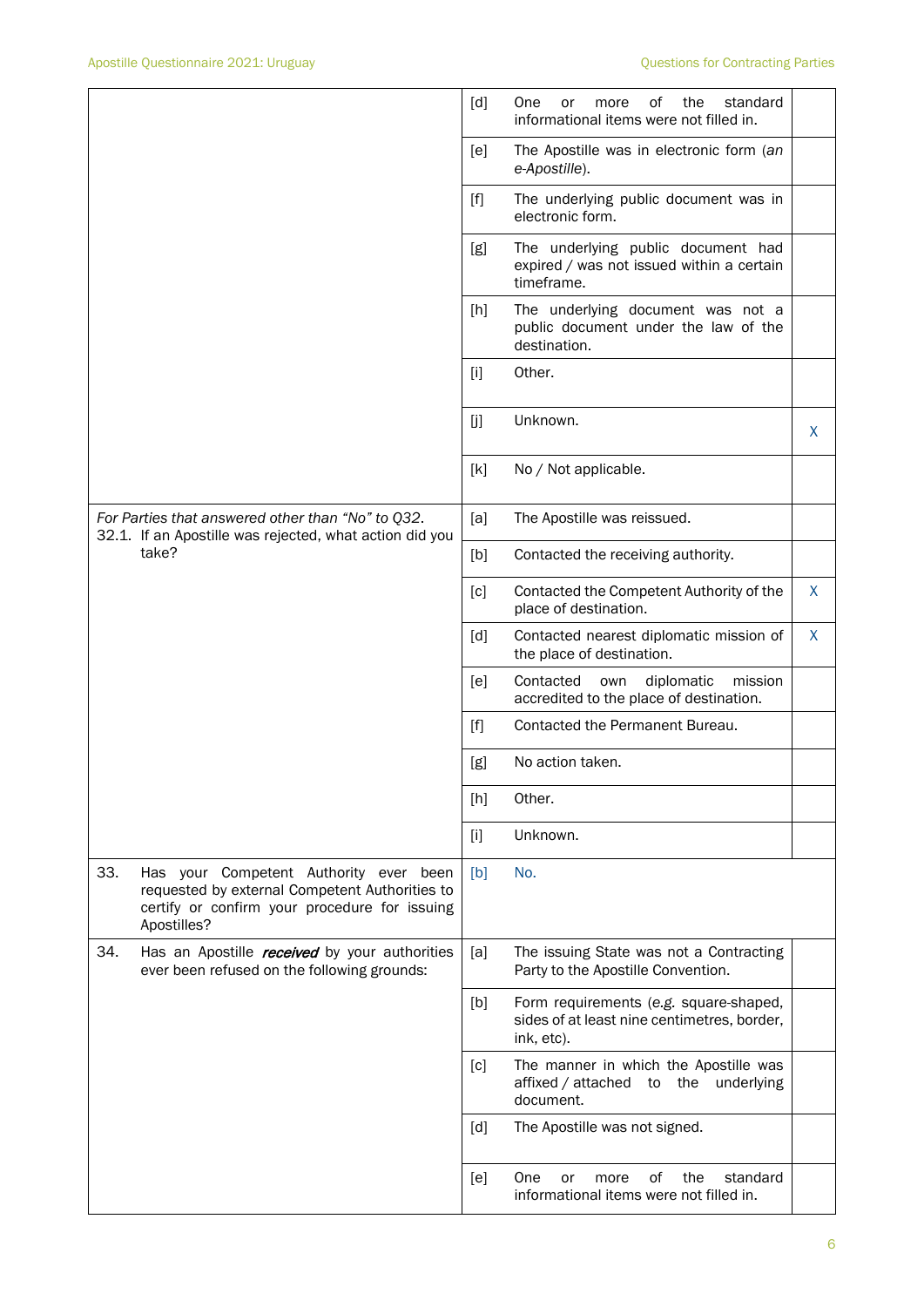| | | | |
|---|---|---|---|
| | [d] | One or more of the standard informational items were not filled in. | |
| | [e] | The Apostille was in electronic form (*an e-Apostille*). | |
| | [f] | The underlying public document was in electronic form. | |
| | [g] | The underlying public document had expired / was not issued within a certain timeframe. | |
| | [h] | The underlying document was not a public document under the law of the destination. | |
| | [i] | Other. | |
| | [j] | Unknown. | X |
| | [k] | No / Not applicable. | |
| *For Parties that answered other than "No" to Q32.* 32.1. If an Apostille was rejected, what action did you take? | [a] | The Apostille was reissued. | |
| | [b] | Contacted the receiving authority. | |
| | [c] | Contacted the Competent Authority of the place of destination. | X |
| | [d] | Contacted nearest diplomatic mission of the place of destination. | X |
| | [e] | Contacted own diplomatic mission accredited to the place of destination. | |
| | [f] | Contacted the Permanent Bureau. | |
| | [g] | No action taken. | |
| | [h] | Other. | |
| | [i] | Unknown. | |
| 33. Has your Competent Authority ever been requested by external Competent Authorities to certify or confirm your procedure for issuing Apostilles? | [b] | No. | |
| 34. Has an Apostille ***received*** by your authorities ever been refused on the following grounds: | [a] | The issuing State was not a Contracting Party to the Apostille Convention. | |
| | [b] | Form requirements (*e.g.* square-shaped, sides of at least nine centimetres, border, ink, etc). | |
| | [c] | The manner in which the Apostille was affixed / attached to the underlying document. | |
| | [d] | The Apostille was not signed. | |
| | [e] | One or more of the standard informational items were not filled in. | |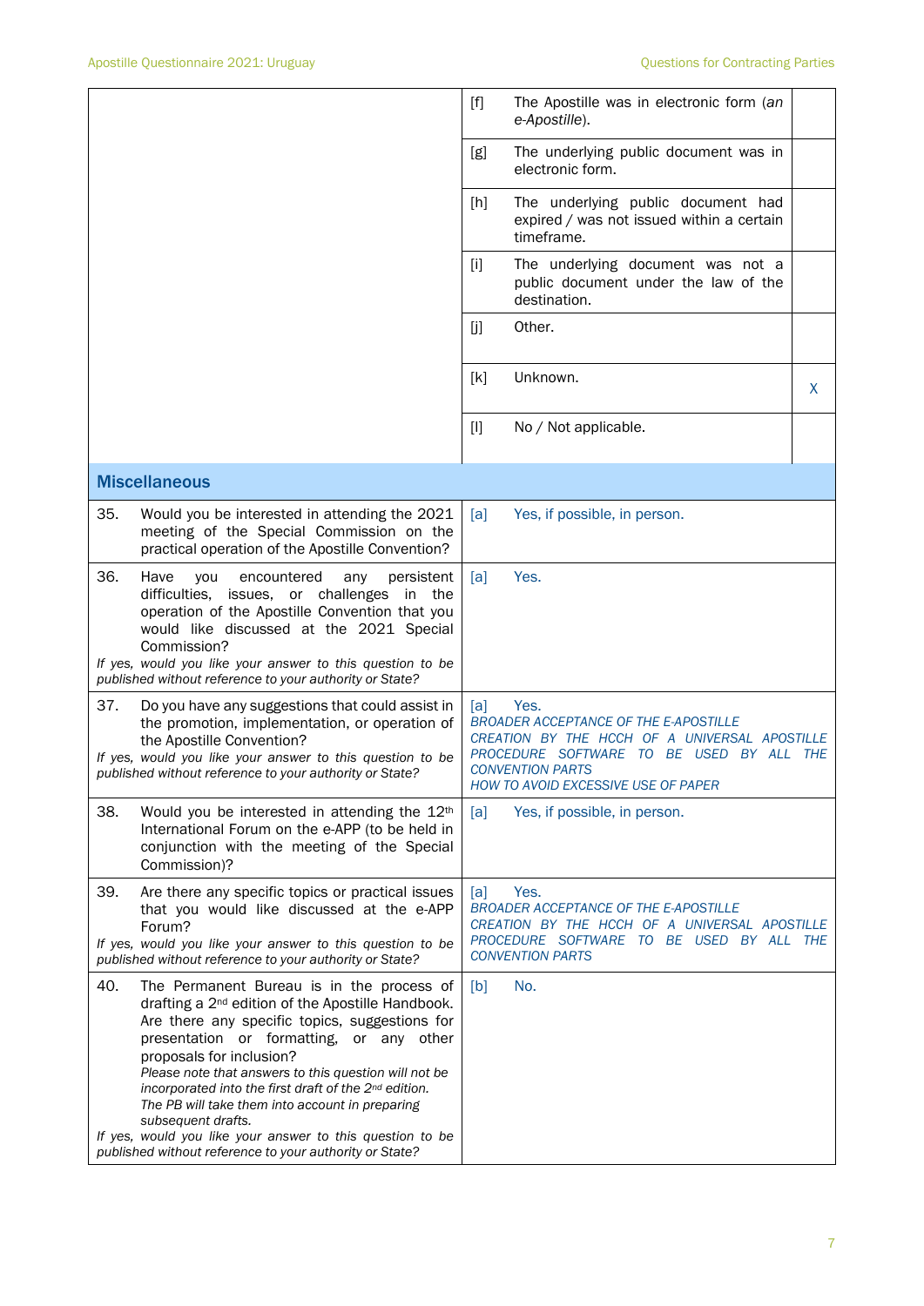| | | | |
|---|---|---|---|
| | [f] | The Apostille was in electronic form (*an e-Apostille*). | |
| | [g] | The underlying public document was in electronic form. | |
| | [h] | The underlying public document had expired / was not issued within a certain timeframe. | |
| | [i] | The underlying document was not a public document under the law of the destination. | |
| | [j] | Other. | |
| | [k] | Unknown. | X |
| | [l] | No / Not applicable. | |

## Miscellaneous

| | |
|---|---|
| 35. Would you be interested in attending the 2021 meeting of the Special Commission on the practical operation of the Apostille Convention? | [a] Yes, if possible, in person. |
| 36. Have you encountered any persistent difficulties, issues, or challenges in the operation of the Apostille Convention that you would like discussed at the 2021 Special Commission?<br>*If yes, would you like your answer to this question to be published without reference to your authority or State?* | [a] Yes. |
| 37. Do you have any suggestions that could assist in the promotion, implementation, or operation of the Apostille Convention?<br>*If yes, would you like your answer to this question to be published without reference to your authority or State?* | [a] Yes.<br>*BROADER ACCEPTANCE OF THE E-APOSTILLE*<br>*CREATION BY THE HCCH OF A UNIVERSAL APOSTILLE PROCEDURE SOFTWARE TO BE USED BY ALL THE CONVENTION PARTS*<br>*HOW TO AVOID EXCESSIVE USE OF PAPER* |
| 38. Would you be interested in attending the 12th International Forum on the e-APP (to be held in conjunction with the meeting of the Special Commission)? | [a] Yes, if possible, in person. |
| 39. Are there any specific topics or practical issues that you would like discussed at the e-APP Forum?<br>*If yes, would you like your answer to this question to be published without reference to your authority or State?* | [a] Yes.<br>*BROADER ACCEPTANCE OF THE E-APOSTILLE*<br>*CREATION BY THE HCCH OF A UNIVERSAL APOSTILLE PROCEDURE SOFTWARE TO BE USED BY ALL THE CONVENTION PARTS* |
| 40. The Permanent Bureau is in the process of drafting a 2nd edition of the Apostille Handbook. Are there any specific topics, suggestions for presentation or formatting, or any other proposals for inclusion?<br>*Please note that answers to this question will not be incorporated into the first draft of the 2nd edition. The PB will take them into account in preparing subsequent drafts.*<br>*If yes, would you like your answer to this question to be published without reference to your authority or State?* | [b] No. |